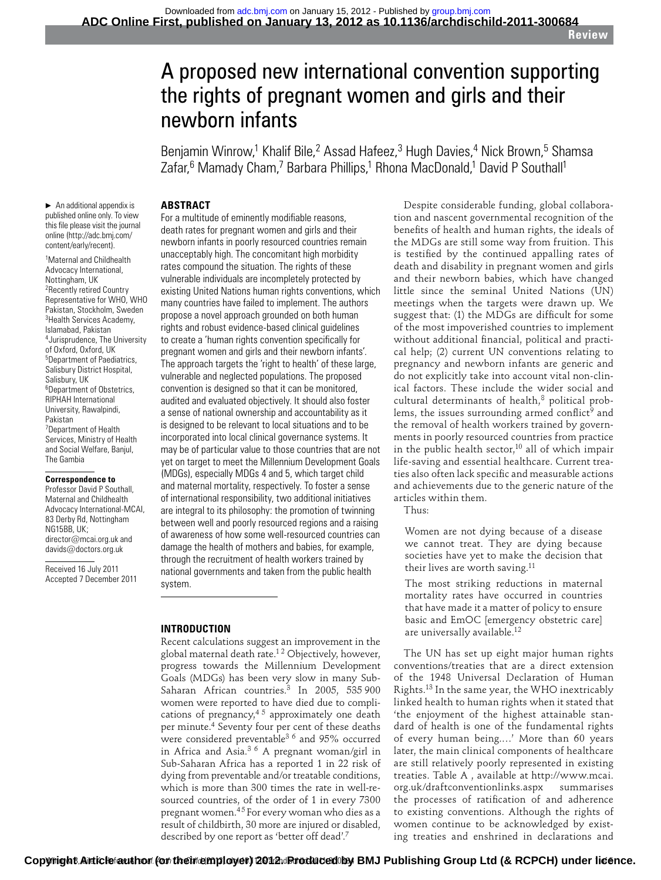# A proposed new international convention supporting the rights of pregnant women and girls and their newborn infants

Benjamin Winrow,[1] Khalif Bile,[2] Assad Hafeez,[3] Hugh Davies,[4] Nick Brown,[5] Shamsa Zafar,[6] Mamady Cham,[7] Barbara Phillips,[1] Rhona MacDonald,[1] David P Southall[1]

► An additional appendix is published online only. To view this file please visit the journal online (http://adc.bmj.com/content/early/recent).

[1]Maternal and Childhealth Advocacy International, Nottingham, UK
[2]Recently retired Country Representative for WHO, WHO Pakistan, Stockholm, Sweden
[3]Health Services Academy, Islamabad, Pakistan
[4]Jurisprudence, The University of Oxford, Oxford, UK
[5]Department of Paediatrics, Salisbury District Hospital, Salisbury, UK
[6]Department of Obstetrics, RIPHAH International University, Rawalpindi, Pakistan
[7]Department of Health Services, Ministry of Health and Social Welfare, Banjul, The Gambia

**Correspondence to**
Professor David P Southall, Maternal and Childhealth Advocacy International-MCAI, 83 Derby Rd, Nottingham NG15BB, UK; director@mcai.org.uk and davids@doctors.org.uk

Received 16 July 2011
Accepted 7 December 2011

## ABSTRACT

For a multitude of eminently modifiable reasons, death rates for pregnant women and girls and their newborn infants in poorly resourced countries remain unacceptably high. The concomitant high morbidity rates compound the situation. The rights of these vulnerable individuals are incompletely protected by existing United Nations human rights conventions, which many countries have failed to implement. The authors propose a novel approach grounded on both human rights and robust evidence-based clinical guidelines to create a 'human rights convention specifically for pregnant women and girls and their newborn infants'. The approach targets the 'right to health' of these large, vulnerable and neglected populations. The proposed convention is designed so that it can be monitored, audited and evaluated objectively. It should also foster a sense of national ownership and accountability as it is designed to be relevant to local situations and to be incorporated into local clinical governance systems. It may be of particular value to those countries that are not yet on target to meet the Millennium Development Goals (MDGs), especially MDGs 4 and 5, which target child and maternal mortality, respectively. To foster a sense of international responsibility, two additional initiatives are integral to its philosophy: the promotion of twinning between well and poorly resourced regions and a raising of awareness of how some well-resourced countries can damage the health of mothers and babies, for example, through the recruitment of health workers trained by national governments and taken from the public health system.

## INTRODUCTION

Recent calculations suggest an improvement in the global maternal death rate.[1 2] Objectively, however, progress towards the Millennium Development Goals (MDGs) has been very slow in many Sub-Saharan African countries.[3] In 2005, 535 900 women were reported to have died due to complications of pregnancy,[4 5] approximately one death per minute.[4] Seventy four per cent of these deaths were considered preventable[3 6] and 95% occurred in Africa and Asia.[3 6] A pregnant woman/girl in Sub-Saharan Africa has a reported 1 in 22 risk of dying from preventable and/or treatable conditions, which is more than 300 times the rate in well-resourced countries, of the order of 1 in every 7300 pregnant women.[4 5] For every woman who dies as a result of childbirth, 30 more are injured or disabled, described by one report as 'better off dead'.[7]

Despite considerable funding, global collaboration and nascent governmental recognition of the benefits of health and human rights, the ideals of the MDGs are still some way from fruition. This is testified by the continued appalling rates of death and disability in pregnant women and girls and their newborn babies, which have changed little since the seminal United Nations (UN) meetings when the targets were drawn up. We suggest that: (1) the MDGs are difficult for some of the most impoverished countries to implement without additional financial, political and practical help; (2) current UN conventions relating to pregnancy and newborn infants are generic and do not explicitly take into account vital non-clinical factors. These include the wider social and cultural determinants of health,[8] political problems, the issues surrounding armed conflict[9] and the removal of health workers trained by governments in poorly resourced countries from practice in the public health sector,[10] all of which impair life-saving and essential healthcare. Current treaties also often lack specific and measurable actions and achievements due to the generic nature of the articles within them.

Thus:

> Women are not dying because of a disease we cannot treat. They are dying because societies have yet to make the decision that their lives are worth saving.[11]

> The most striking reductions in maternal mortality rates have occurred in countries that have made it a matter of policy to ensure basic and EmOC [emergency obstetric care] are universally available.[12]

The UN has set up eight major human rights conventions/treaties that are a direct extension of the 1948 Universal Declaration of Human Rights.[13] In the same year, the WHO inextricably linked health to human rights when it stated that 'the enjoyment of the highest attainable standard of health is one of the fundamental rights of every human being….' More than 60 years later, the main clinical components of healthcare are still relatively poorly represented in existing treaties. Table A, available at http://www.mcai.org.uk/draftconventionlinks.aspx summarises the processes of ratification of and adherence to existing conventions. Although the rights of women continue to be acknowledged by existing treaties and enshrined in declarations and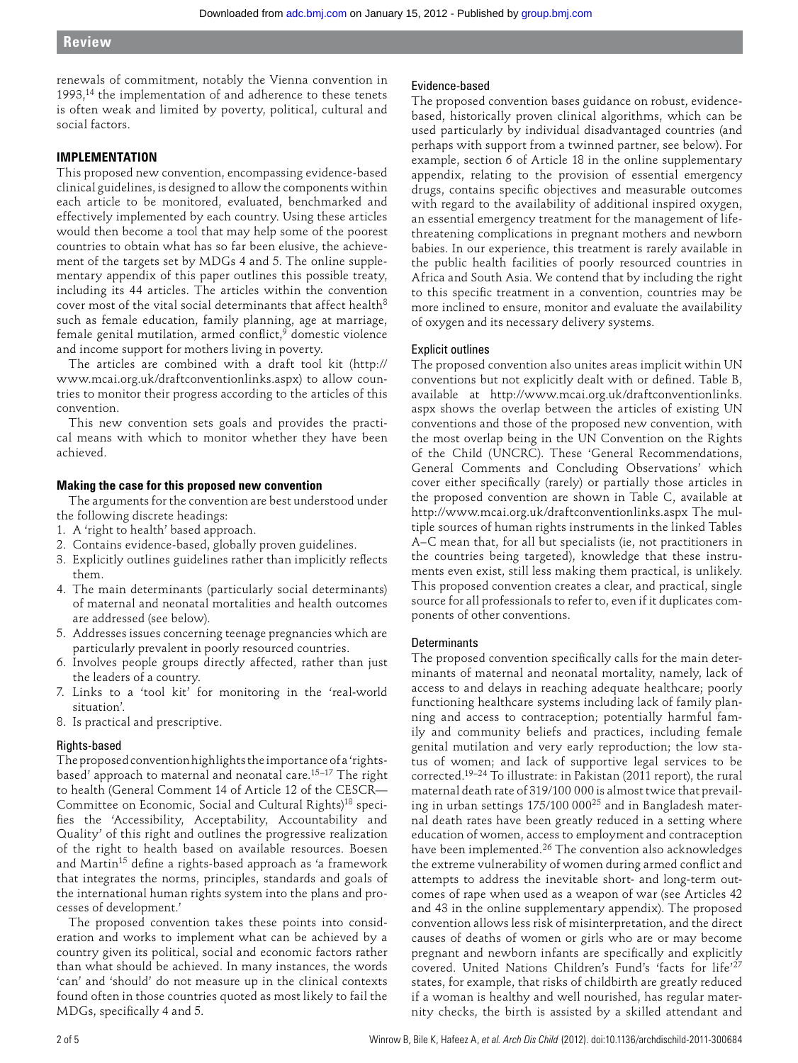renewals of commitment, notably the Vienna convention in 1993,[14] the implementation of and adherence to these tenets is often weak and limited by poverty, political, cultural and social factors.

## IMPLEMENTATION

This proposed new convention, encompassing evidence-based clinical guidelines, is designed to allow the components within each article to be monitored, evaluated, benchmarked and effectively implemented by each country. Using these articles would then become a tool that may help some of the poorest countries to obtain what has so far been elusive, the achievement of the targets set by MDGs 4 and 5. The online supplementary appendix of this paper outlines this possible treaty, including its 44 articles. The articles within the convention cover most of the vital social determinants that affect health[8] such as female education, family planning, age at marriage, female genital mutilation, armed conflict,[9] domestic violence and income support for mothers living in poverty.

The articles are combined with a draft tool kit (http://www.mcai.org.uk/draftconventionlinks.aspx) to allow countries to monitor their progress according to the articles of this convention.

This new convention sets goals and provides the practical means with which to monitor whether they have been achieved.

### Making the case for this proposed new convention

The arguments for the convention are best understood under the following discrete headings:

1. A 'right to health' based approach.
2. Contains evidence-based, globally proven guidelines.
3. Explicitly outlines guidelines rather than implicitly reflects them.
4. The main determinants (particularly social determinants) of maternal and neonatal mortalities and health outcomes are addressed (see below).
5. Addresses issues concerning teenage pregnancies which are particularly prevalent in poorly resourced countries.
6. Involves people groups directly affected, rather than just the leaders of a country.
7. Links to a 'tool kit' for monitoring in the 'real-world situation'.
8. Is practical and prescriptive.

#### Rights-based

The proposed convention highlights the importance of a 'rights-based' approach to maternal and neonatal care.[15–17] The right to health (General Comment 14 of Article 12 of the CESCR—Committee on Economic, Social and Cultural Rights)[18] specifies the 'Accessibility, Acceptability, Accountability and Quality' of this right and outlines the progressive realization of the right to health based on available resources. Boesen and Martin[15] define a rights-based approach as 'a framework that integrates the norms, principles, standards and goals of the international human rights system into the plans and processes of development.'

The proposed convention takes these points into consideration and works to implement what can be achieved by a country given its political, social and economic factors rather than what should be achieved. In many instances, the words 'can' and 'should' do not measure up in the clinical contexts found often in those countries quoted as most likely to fail the MDGs, specifically 4 and 5.

#### Evidence-based

The proposed convention bases guidance on robust, evidence-based, historically proven clinical algorithms, which can be used particularly by individual disadvantaged countries (and perhaps with support from a twinned partner, see below). For example, section 6 of Article 18 in the online supplementary appendix, relating to the provision of essential emergency drugs, contains specific objectives and measurable outcomes with regard to the availability of additional inspired oxygen, an essential emergency treatment for the management of life-threatening complications in pregnant mothers and newborn babies. In our experience, this treatment is rarely available in the public health facilities of poorly resourced countries in Africa and South Asia. We contend that by including the right to this specific treatment in a convention, countries may be more inclined to ensure, monitor and evaluate the availability of oxygen and its necessary delivery systems.

#### Explicit outlines

The proposed convention also unites areas implicit within UN conventions but not explicitly dealt with or defined. Table B, available at http://www.mcai.org.uk/draftconventionlinks.aspx shows the overlap between the articles of existing UN conventions and those of the proposed new convention, with the most overlap being in the UN Convention on the Rights of the Child (UNCRC). These 'General Recommendations, General Comments and Concluding Observations' which cover either specifically (rarely) or partially those articles in the proposed convention are shown in Table C, available at http://www.mcai.org.uk/draftconventionlinks.aspx The multiple sources of human rights instruments in the linked Tables A–C mean that, for all but specialists (ie, not practitioners in the countries being targeted), knowledge that these instruments even exist, still less making them practical, is unlikely. This proposed convention creates a clear, and practical, single source for all professionals to refer to, even if it duplicates components of other conventions.

#### Determinants

The proposed convention specifically calls for the main determinants of maternal and neonatal mortality, namely, lack of access to and delays in reaching adequate healthcare; poorly functioning healthcare systems including lack of family planning and access to contraception; potentially harmful family and community beliefs and practices, including female genital mutilation and very early reproduction; the low status of women; and lack of supportive legal services to be corrected.[19–24] To illustrate: in Pakistan (2011 report), the rural maternal death rate of 319/100 000 is almost twice that prevailing in urban settings 175/100 000[25] and in Bangladesh maternal death rates have been greatly reduced in a setting where education of women, access to employment and contraception have been implemented.[26] The convention also acknowledges the extreme vulnerability of women during armed conflict and attempts to address the inevitable short- and long-term outcomes of rape when used as a weapon of war (see Articles 42 and 43 in the online supplementary appendix). The proposed convention allows less risk of misinterpretation, and the direct causes of deaths of women or girls who are or may become pregnant and newborn infants are specifically and explicitly covered. United Nations Children's Fund's 'facts for life'[27] states, for example, that risks of childbirth are greatly reduced if a woman is healthy and well nourished, has regular maternity checks, the birth is assisted by a skilled attendant and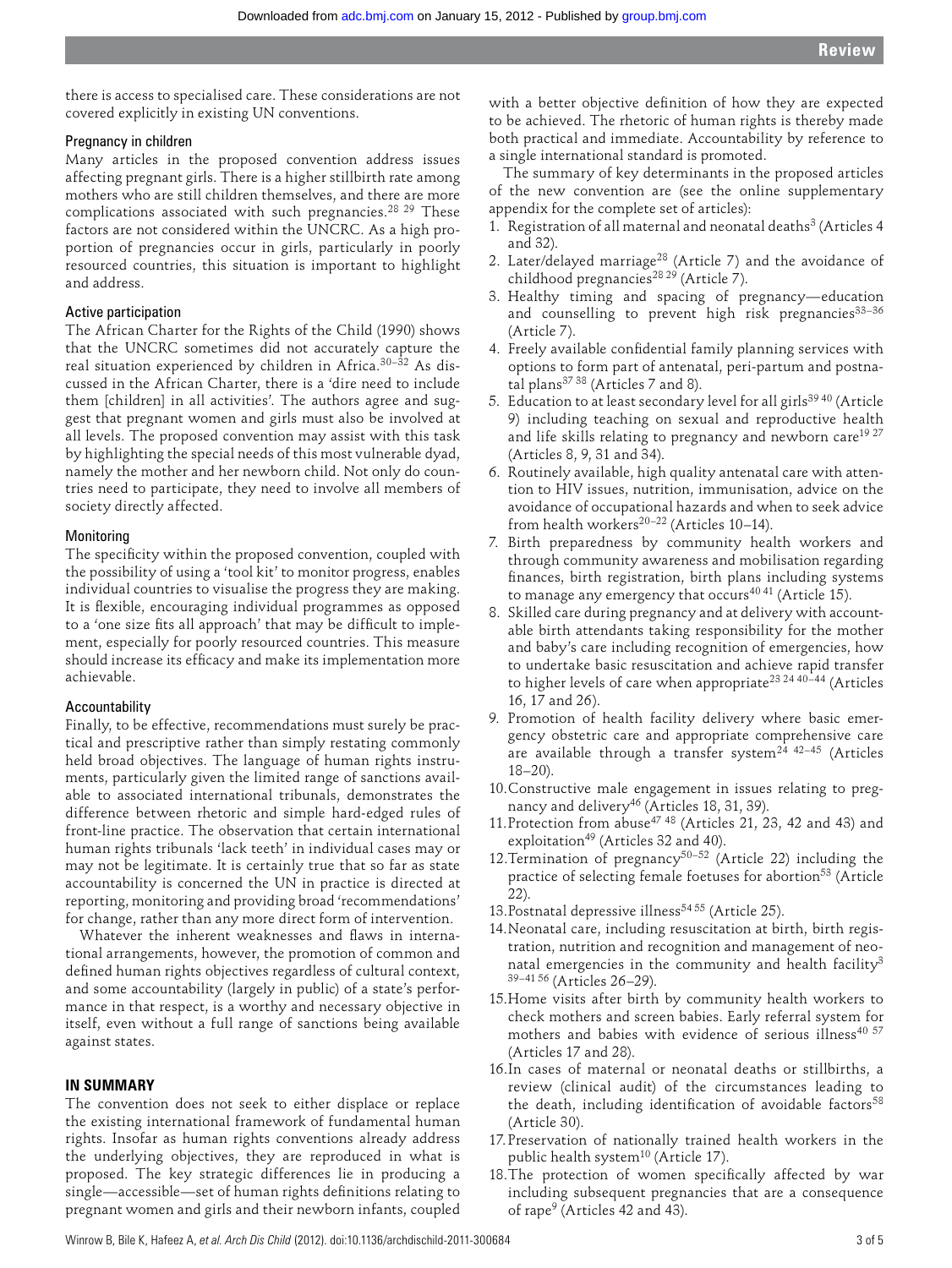there is access to specialised care. These considerations are not covered explicitly in existing UN conventions.

### Pregnancy in children

Many articles in the proposed convention address issues affecting pregnant girls. There is a higher stillbirth rate among mothers who are still children themselves, and there are more complications associated with such pregnancies.[28 29] These factors are not considered within the UNCRC. As a high proportion of pregnancies occur in girls, particularly in poorly resourced countries, this situation is important to highlight and address.

### Active participation

The African Charter for the Rights of the Child (1990) shows that the UNCRC sometimes did not accurately capture the real situation experienced by children in Africa.[30–32] As discussed in the African Charter, there is a 'dire need to include them [children] in all activities'. The authors agree and suggest that pregnant women and girls must also be involved at all levels. The proposed convention may assist with this task by highlighting the special needs of this most vulnerable dyad, namely the mother and her newborn child. Not only do countries need to participate, they need to involve all members of society directly affected.

### Monitoring

The specificity within the proposed convention, coupled with the possibility of using a 'tool kit' to monitor progress, enables individual countries to visualise the progress they are making. It is flexible, encouraging individual programmes as opposed to a 'one size fits all approach' that may be difficult to implement, especially for poorly resourced countries. This measure should increase its efficacy and make its implementation more achievable.

### Accountability

Finally, to be effective, recommendations must surely be practical and prescriptive rather than simply restating commonly held broad objectives. The language of human rights instruments, particularly given the limited range of sanctions available to associated international tribunals, demonstrates the difference between rhetoric and simple hard-edged rules of front-line practice. The observation that certain international human rights tribunals 'lack teeth' in individual cases may or may not be legitimate. It is certainly true that so far as state accountability is concerned the UN in practice is directed at reporting, monitoring and providing broad 'recommendations' for change, rather than any more direct form of intervention.

Whatever the inherent weaknesses and flaws in international arrangements, however, the promotion of common and defined human rights objectives regardless of cultural context, and some accountability (largely in public) of a state's performance in that respect, is a worthy and necessary objective in itself, even without a full range of sanctions being available against states.

## IN SUMMARY

The convention does not seek to either displace or replace the existing international framework of fundamental human rights. Insofar as human rights conventions already address the underlying objectives, they are reproduced in what is proposed. The key strategic differences lie in producing a single—accessible—set of human rights definitions relating to pregnant women and girls and their newborn infants, coupled with a better objective definition of how they are expected to be achieved. The rhetoric of human rights is thereby made both practical and immediate. Accountability by reference to a single international standard is promoted.

The summary of key determinants in the proposed articles of the new convention are (see the online supplementary appendix for the complete set of articles):

1. Registration of all maternal and neonatal deaths[3] (Articles 4 and 32).
2. Later/delayed marriage[28] (Article 7) and the avoidance of childhood pregnancies[28 29] (Article 7).
3. Healthy timing and spacing of pregnancy—education and counselling to prevent high risk pregnancies[33–36] (Article 7).
4. Freely available confidential family planning services with options to form part of antenatal, peri-partum and postnatal plans[37 38] (Articles 7 and 8).
5. Education to at least secondary level for all girls[39 40] (Article 9) including teaching on sexual and reproductive health and life skills relating to pregnancy and newborn care[19 27] (Articles 8, 9, 31 and 34).
6. Routinely available, high quality antenatal care with attention to HIV issues, nutrition, immunisation, advice on the avoidance of occupational hazards and when to seek advice from health workers[20–22] (Articles 10–14).
7. Birth preparedness by community health workers and through community awareness and mobilisation regarding finances, birth registration, birth plans including systems to manage any emergency that occurs[40 41] (Article 15).
8. Skilled care during pregnancy and at delivery with accountable birth attendants taking responsibility for the mother and baby's care including recognition of emergencies, how to undertake basic resuscitation and achieve rapid transfer to higher levels of care when appropriate[23 24 40–44] (Articles 16, 17 and 26).
9. Promotion of health facility delivery where basic emergency obstetric care and appropriate comprehensive care are available through a transfer system[24 42–45] (Articles 18–20).
10. Constructive male engagement in issues relating to pregnancy and delivery[46] (Articles 18, 31, 39).
11. Protection from abuse[47 48] (Articles 21, 23, 42 and 43) and exploitation[49] (Articles 32 and 40).
12. Termination of pregnancy[50–52] (Article 22) including the practice of selecting female foetuses for abortion[53] (Article 22).
13. Postnatal depressive illness[54 55] (Article 25).
14. Neonatal care, including resuscitation at birth, birth registration, nutrition and recognition and management of neonatal emergencies in the community and health facility[3 39–41 56] (Articles 26–29).
15. Home visits after birth by community health workers to check mothers and screen babies. Early referral system for mothers and babies with evidence of serious illness[40 57] (Articles 17 and 28).
16. In cases of maternal or neonatal deaths or stillbirths, a review (clinical audit) of the circumstances leading to the death, including identification of avoidable factors[58] (Article 30).
17. Preservation of nationally trained health workers in the public health system[10] (Article 17).
18. The protection of women specifically affected by war including subsequent pregnancies that are a consequence of rape[9] (Articles 42 and 43).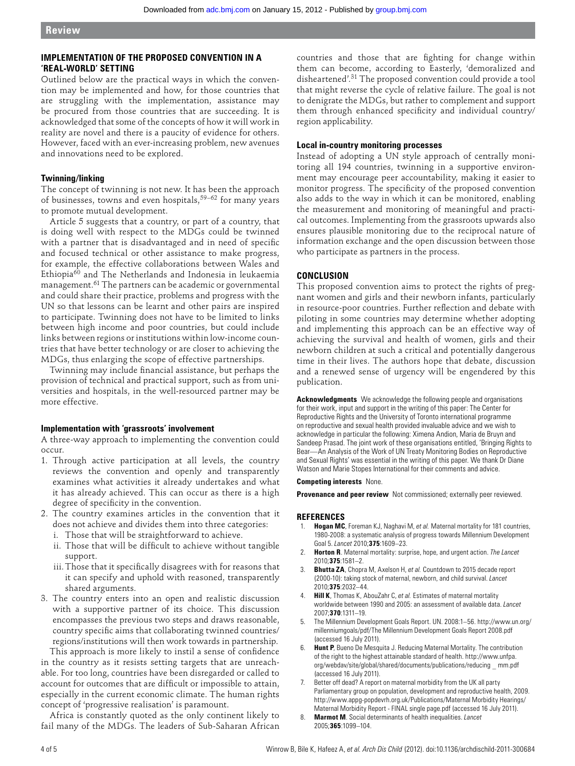## IMPLEMENTATION OF THE PROPOSED CONVENTION IN A 'REAL-WORLD' SETTING

Outlined below are the practical ways in which the convention may be implemented and how, for those countries that are struggling with the implementation, assistance may be procured from those countries that are succeeding. It is acknowledged that some of the concepts of how it will work in reality are novel and there is a paucity of evidence for others. However, faced with an ever-increasing problem, new avenues and innovations need to be explored.

### Twinning/linking

The concept of twinning is not new. It has been the approach of businesses, towns and even hospitals,[59–62] for many years to promote mutual development.

Article 5 suggests that a country, or part of a country, that is doing well with respect to the MDGs could be twinned with a partner that is disadvantaged and in need of specific and focused technical or other assistance to make progress, for example, the effective collaborations between Wales and Ethiopia[60] and The Netherlands and Indonesia in leukaemia management.[61] The partners can be academic or governmental and could share their practice, problems and progress with the UN so that lessons can be learnt and other pairs are inspired to participate. Twinning does not have to be limited to links between high income and poor countries, but could include links between regions or institutions within low-income countries that have better technology or are closer to achieving the MDGs, thus enlarging the scope of effective partnerships.

Twinning may include financial assistance, but perhaps the provision of technical and practical support, such as from universities and hospitals, in the well-resourced partner may be more effective.

### Implementation with 'grassroots' involvement

A three-way approach to implementing the convention could occur.

1. Through active participation at all levels, the country reviews the convention and openly and transparently examines what activities it already undertakes and what it has already achieved. This can occur as there is a high degree of specificity in the convention.
2. The country examines articles in the convention that it does not achieve and divides them into three categories:
   i. Those that will be straightforward to achieve.
   ii. Those that will be difficult to achieve without tangible support.
   iii. Those that it specifically disagrees with for reasons that it can specify and uphold with reasoned, transparently shared arguments.
3. The country enters into an open and realistic discussion with a supportive partner of its choice. This discussion encompasses the previous two steps and draws reasonable, country specific aims that collaborating twinned countries/regions/institutions will then work towards in partnership.

This approach is more likely to instil a sense of confidence in the country as it resists setting targets that are unreachable. For too long, countries have been disregarded or called to account for outcomes that are difficult or impossible to attain, especially in the current economic climate. The human rights concept of 'progressive realisation' is paramount.

Africa is constantly quoted as the only continent likely to fail many of the MDGs. The leaders of Sub-Saharan African countries and those that are fighting for change within them can become, according to Easterly, 'demoralized and disheartened'.[31] The proposed convention could provide a tool that might reverse the cycle of relative failure. The goal is not to denigrate the MDGs, but rather to complement and support them through enhanced specificity and individual country/region applicability.

### Local in-country monitoring processes

Instead of adopting a UN style approach of centrally monitoring all 194 countries, twinning in a supportive environment may encourage peer accountability, making it easier to monitor progress. The specificity of the proposed convention also adds to the way in which it can be monitored, enabling the measurement and monitoring of meaningful and practical outcomes. Implementing from the grassroots upwards also ensures plausible monitoring due to the reciprocal nature of information exchange and the open discussion between those who participate as partners in the process.

## CONCLUSION

This proposed convention aims to protect the rights of pregnant women and girls and their newborn infants, particularly in resource-poor countries. Further reflection and debate with piloting in some countries may determine whether adopting and implementing this approach can be an effective way of achieving the survival and health of women, girls and their newborn children at such a critical and potentially dangerous time in their lives. The authors hope that debate, discussion and a renewed sense of urgency will be engendered by this publication.

**Acknowledgments** We acknowledge the following people and organisations for their work, input and support in the writing of this paper: The Center for Reproductive Rights and the University of Toronto international programme on reproductive and sexual health provided invaluable advice and we wish to acknowledge in particular the following: Ximena Andion, Maria de Bruyn and Sandeep Prasad. The joint work of these organisations entitled, 'Bringing Rights to Bear—An Analysis of the Work of UN Treaty Monitoring Bodies on Reproductive and Sexual Rights' was essential in the writing of this paper. We thank Dr Diane Watson and Marie Stopes International for their comments and advice.

**Competing interests** None.

**Provenance and peer review** Not commissioned; externally peer reviewed.

## REFERENCES

1. **Hogan MC**, Foreman KJ, Naghavi M, *et al.* Maternal mortality for 181 countries, 1980-2008: a systematic analysis of progress towards Millennium Development Goal 5. *Lancet* 2010;**375**:1609–23.
2. **Horton R**. Maternal mortality: surprise, hope, and urgent action. *The Lancet* 2010;**375**:1581–2.
3. **Bhutta ZA**, Chopra M, Axelson H, *et al.* Countdown to 2015 decade report (2000-10): taking stock of maternal, newborn, and child survival. *Lancet* 2010;**375**:2032–44.
4. **Hill K**, Thomas K, AbouZahr C, *et al.* Estimates of maternal mortality worldwide between 1990 and 2005: an assessment of available data. *Lancet* 2007;**370**:1311–19.
5. The Millennium Development Goals Report. UN. 2008:1–56. http://www.un.org/millenniumgoals/pdf/The Millennium Development Goals Report 2008.pdf (accessed 16 July 2011).
6. **Hunt P**, Bueno De Mesquita J. Reducing Maternal Mortality. The contribution of the right to the highest attainable standard of health. http://www.unfpa.org/webdav/site/global/shared/documents/publications/reducing _ mm.pdf (accessed 16 July 2011).
7. Better off dead? A report on maternal morbidity from the UK all party Parliamentary group on population, development and reproductive health, 2009. http://www.appg-popdevrh.org.uk/Publications/Maternal Morbidity Hearings/Maternal Morbidity Report - FINAL single page.pdf (accessed 16 July 2011).
8. **Marmot M**. Social determinants of health inequalities. *Lancet* 2005;**365**:1099–104.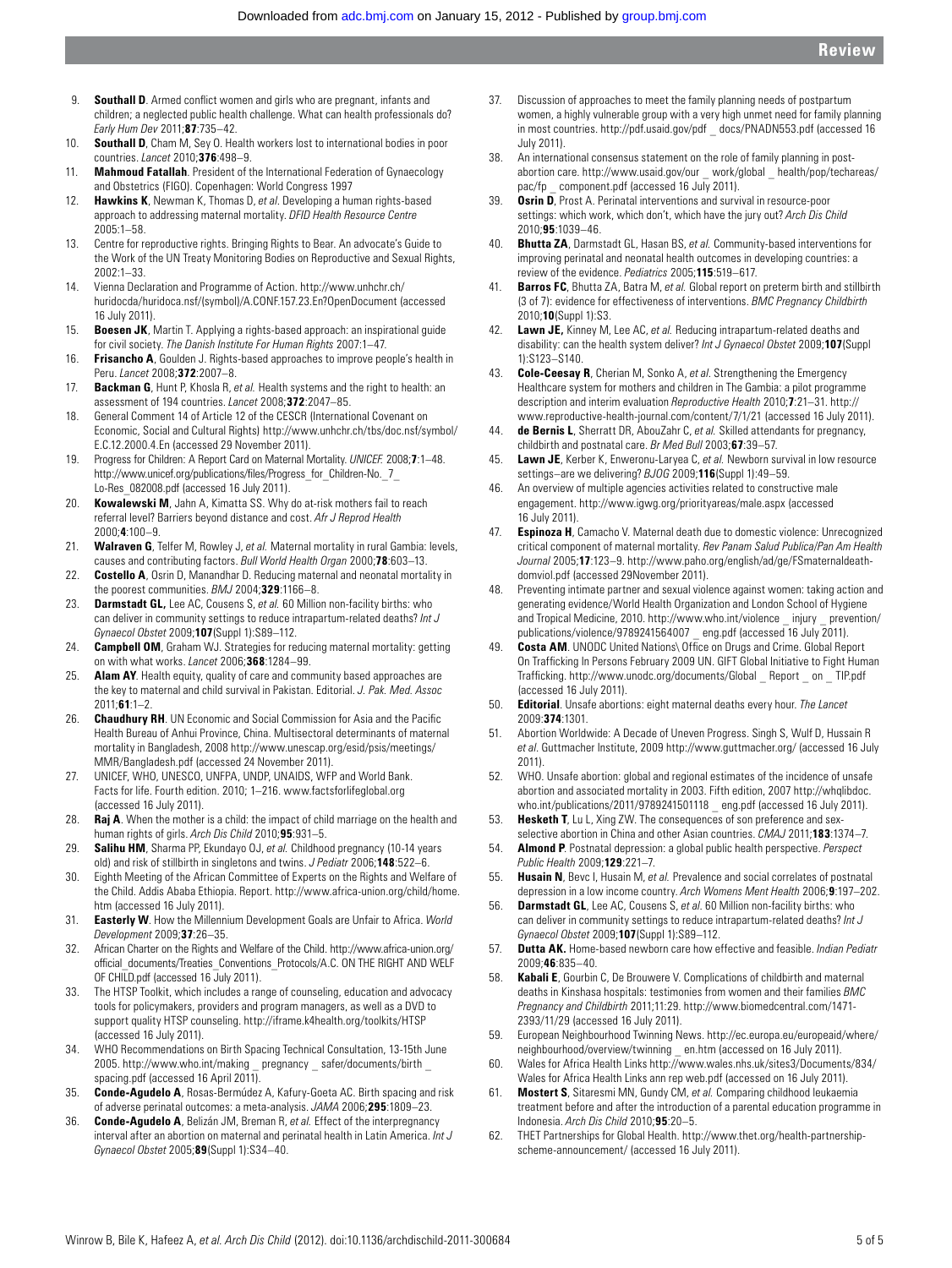9. **Southall D**. Armed conflict women and girls who are pregnant, infants and children; a neglected public health challenge. What can health professionals do? *Early Hum Dev* 2011;**87**:735–42.
10. **Southall D**, Cham M, Sey O. Health workers lost to international bodies in poor countries. *Lancet* 2010;**376**:498–9.
11. **Mahmoud Fatallah**. President of the International Federation of Gynaecology and Obstetrics (FIGO). Copenhagen: World Congress 1997
12. **Hawkins K**, Newman K, Thomas D, *et al*. Developing a human rights-based approach to addressing maternal mortality. *DFID Health Resource Centre* 2005:1–58.
13. Centre for reproductive rights. Bringing Rights to Bear. An advocate's Guide to the Work of the UN Treaty Monitoring Bodies on Reproductive and Sexual Rights, 2002:1–33.
14. Vienna Declaration and Programme of Action. http://www.unhchr.ch/huridocda/huridoca.nsf/(symbol)/A.CONF.157.23.En?OpenDocument (accessed 16 July 2011).
15. **Boesen JK**, Martin T. Applying a rights-based approach: an inspirational guide for civil society. *The Danish Institute For Human Rights* 2007:1–47.
16. **Frisancho A**, Goulden J. Rights-based approaches to improve people's health in Peru. *Lancet* 2008;**372**:2007–8.
17. **Backman G**, Hunt P, Khosla R, *et al.* Health systems and the right to health: an assessment of 194 countries. *Lancet* 2008;**372**:2047–85.
18. General Comment 14 of Article 12 of the CESCR (International Covenant on Economic, Social and Cultural Rights) http://www.unhchr.ch/tbs/doc.nsf/symbol/E.C.12.2000.4.En (accessed 29 November 2011).
19. Progress for Children: A Report Card on Maternal Mortality. *UNICEF.* 2008;**7**:1–48. http://www.unicef.org/publications/files/Progress_for_Children-No._7_Lo-Res_082008.pdf (accessed 16 July 2011).
20. **Kowalewski M**, Jahn A, Kimatta SS. Why do at-risk mothers fail to reach referral level? Barriers beyond distance and cost. *Afr J Reprod Health* 2000;**4**:100–9.
21. **Walraven G**, Telfer M, Rowley J, *et al.* Maternal mortality in rural Gambia: levels, causes and contributing factors. *Bull World Health Organ* 2000;**78**:603–13.
22. **Costello A**, Osrin D, Manandhar D. Reducing maternal and neonatal mortality in the poorest communities. *BMJ* 2004;**329**:1166–8.
23. **Darmstadt GL,** Lee AC, Cousens S, *et al.* 60 Million non-facility births: who can deliver in community settings to reduce intrapartum-related deaths? *Int J Gynaecol Obstet* 2009;**107**(Suppl 1):S89–112.
24. **Campbell OM**, Graham WJ. Strategies for reducing maternal mortality: getting on with what works. *Lancet* 2006;**368**:1284–99.
25. **Alam AY**. Health equity, quality of care and community based approaches are the key to maternal and child survival in Pakistan. Editorial. *J. Pak. Med. Assoc* 2011;**61**:1–2.
26. **Chaudhury RH**. UN Economic and Social Commission for Asia and the Pacific Health Bureau of Anhui Province, China. Multisectoral determinants of maternal mortality in Bangladesh, 2008 http://www.unescap.org/esid/psis/meetings/MMR/Bangladesh.pdf (accessed 24 November 2011).
27. UNICEF, WHO, UNESCO, UNFPA, UNDP, UNAIDS, WFP and World Bank. Facts for life. Fourth edition. 2010; 1–216. www.factsforlifeglobal.org (accessed 16 July 2011).
28. **Raj A**. When the mother is a child: the impact of child marriage on the health and human rights of girls. *Arch Dis Child* 2010;**95**:931–5.
29. **Salihu HM**, Sharma PP, Ekundayo OJ, *et al.* Childhood pregnancy (10-14 years old) and risk of stillbirth in singletons and twins. *J Pediatr* 2006;**148**:522–6.
30. Eighth Meeting of the African Committee of Experts on the Rights and Welfare of the Child. Addis Ababa Ethiopia. Report. http://www.africa-union.org/child/home.htm (accessed 16 July 2011).
31. **Easterly W**. How the Millennium Development Goals are Unfair to Africa. *World Development* 2009;**37**:26–35.
32. African Charter on the Rights and Welfare of the Child. http://www.africa-union.org/official_documents/Treaties_Conventions_Protocols/A.C. ON THE RIGHT AND WELF OF CHILD.pdf (accessed 16 July 2011).
33. The HTSP Toolkit, which includes a range of counseling, education and advocacy tools for policymakers, providers and program managers, as well as a DVD to support quality HTSP counseling. http://iframe.k4health.org/toolkits/HTSP (accessed 16 July 2011).
34. WHO Recommendations on Birth Spacing Technical Consultation, 13-15th June 2005. http://www.who.int/making _ pregnancy _ safer/documents/birth _ spacing.pdf (accessed 16 April 2011).
35. **Conde-Agudelo A**, Rosas-Bermúdez A, Kafury-Goeta AC. Birth spacing and risk of adverse perinatal outcomes: a meta-analysis. *JAMA* 2006;**295**:1809–23.
36. **Conde-Agudelo A**, Belizán JM, Breman R, *et al.* Effect of the interpregnancy interval after an abortion on maternal and perinatal health in Latin America. *Int J Gynaecol Obstet* 2005;**89**(Suppl 1):S34–40.
37. Discussion of approaches to meet the family planning needs of postpartum women, a highly vulnerable group with a very high unmet need for family planning in most countries. http://pdf.usaid.gov/pdf _ docs/PNADN553.pdf (accessed 16 July 2011).
38. An international consensus statement on the role of family planning in post-abortion care. http://www.usaid.gov/our _ work/global _ health/pop/techareas/pac/fp _ component.pdf (accessed 16 July 2011).
39. **Osrin D**, Prost A. Perinatal interventions and survival in resource-poor settings: which work, which don't, which have the jury out? *Arch Dis Child* 2010;**95**:1039–46.
40. **Bhutta ZA**, Darmstadt GL, Hasan BS, *et al.* Community-based interventions for improving perinatal and neonatal health outcomes in developing countries: a review of the evidence. *Pediatrics* 2005;**115**:519–617.
41. **Barros FC**, Bhutta ZA, Batra M, *et al.* Global report on preterm birth and stillbirth (3 of 7): evidence for effectiveness of interventions. *BMC Pregnancy Childbirth* 2010;**10**(Suppl 1):S3.
42. **Lawn JE,** Kinney M, Lee AC, *et al.* Reducing intrapartum-related deaths and disability: can the health system deliver? *Int J Gynaecol Obstet* 2009;**107**(Suppl 1):S123–S140.
43. **Cole-Ceesay R**, Cherian M, Sonko A, *et al.* Strengthening the Emergency Healthcare system for mothers and children in The Gambia: a pilot programme description and interim evaluation *Reproductive Health* 2010;**7**:21–31. http://www.reproductive-health-journal.com/content/7/1/21 (accessed 16 July 2011).
44. **de Bernis L**, Sherratt DR, AbouZahr C, *et al.* Skilled attendants for pregnancy, childbirth and postnatal care. *Br Med Bull* 2003;**67**:39–57.
45. **Lawn JE**, Kerber K, Enweronu-Laryea C, *et al.* Newborn survival in low resource settings–are we delivering? *BJOG* 2009;**116**(Suppl 1):49–59.
46. An overview of multiple agencies activities related to constructive male engagement. http://www.igwg.org/priorityareas/male.aspx (accessed 16 July 2011).
47. **Espinoza H**, Camacho V. Maternal death due to domestic violence: Unrecognized critical component of maternal mortality. *Rev Panam Salud Publica/Pan Am Health Journal* 2005;**17**:123–9. http://www.paho.org/english/ad/ge/FSmaternaldeath-domviol.pdf (accessed 29November 2011).
48. Preventing intimate partner and sexual violence against women: taking action and generating evidence/World Health Organization and London School of Hygiene and Tropical Medicine, 2010. http://www.who.int/violence _ injury _ prevention/publications/violence/9789241564007 _ eng.pdf (accessed 16 July 2011).
49. **Costa AM**. UNODC United Nations\ Office on Drugs and Crime. Global Report On Trafficking In Persons February 2009 UN. GIFT Global Initiative to Fight Human Trafficking. http://www.unodc.org/documents/Global _ Report _ on _ TIP.pdf (accessed 16 July 2011).
50. **Editorial**. Unsafe abortions: eight maternal deaths every hour. *The Lancet* 2009:**374**:1301.
51. Abortion Worldwide: A Decade of Uneven Progress. Singh S, Wulf D, Hussain R *et al*. Guttmacher Institute, 2009 http://www.guttmacher.org/ (accessed 16 July 2011).
52. WHO. Unsafe abortion: global and regional estimates of the incidence of unsafe abortion and associated mortality in 2003. Fifth edition, 2007 http://whqlibdoc.who.int/publications/2011/9789241501118 _ eng.pdf (accessed 16 July 2011).
53. **Hesketh T**, Lu L, Xing ZW. The consequences of son preference and sex-selective abortion in China and other Asian countries. *CMAJ* 2011;**183**:1374–7.
54. **Almond P**. Postnatal depression: a global public health perspective. *Perspect Public Health* 2009;**129**:221–7.
55. **Husain N**, Bevc I, Husain M, *et al.* Prevalence and social correlates of postnatal depression in a low income country. *Arch Womens Ment Health* 2006;**9**:197–202.
56. **Darmstadt GL**, Lee AC, Cousens S, *et al.* 60 Million non-facility births: who can deliver in community settings to reduce intrapartum-related deaths? *Int J Gynaecol Obstet* 2009;**107**(Suppl 1):S89–112.
57. **Dutta AK.** Home-based newborn care how effective and feasible. *Indian Pediatr* 2009;**46**:835–40.
58. **Kabali E**, Gourbin C, De Brouwere V. Complications of childbirth and maternal deaths in Kinshasa hospitals: testimonies from women and their families *BMC Pregnancy and Childbirth* 2011;11:29. http://www.biomedcentral.com/1471-2393/11/29 (accessed 16 July 2011).
59. European Neighbourhood Twinning News. http://ec.europa.eu/europeaid/where/neighbourhood/overview/twinning _ en.htm (accessed on 16 July 2011).
60. Wales for Africa Health Links http://www.wales.nhs.uk/sites3/Documents/834/Wales for Africa Health Links ann rep web.pdf (accessed on 16 July 2011).
61. **Mostert S**, Sitaresmi MN, Gundy CM, *et al.* Comparing childhood leukaemia treatment before and after the introduction of a parental education programme in Indonesia. *Arch Dis Child* 2010;**95**:20–5.
62. THET Partnerships for Global Health. http://www.thet.org/health-partnership-scheme-announcement/ (accessed 16 July 2011).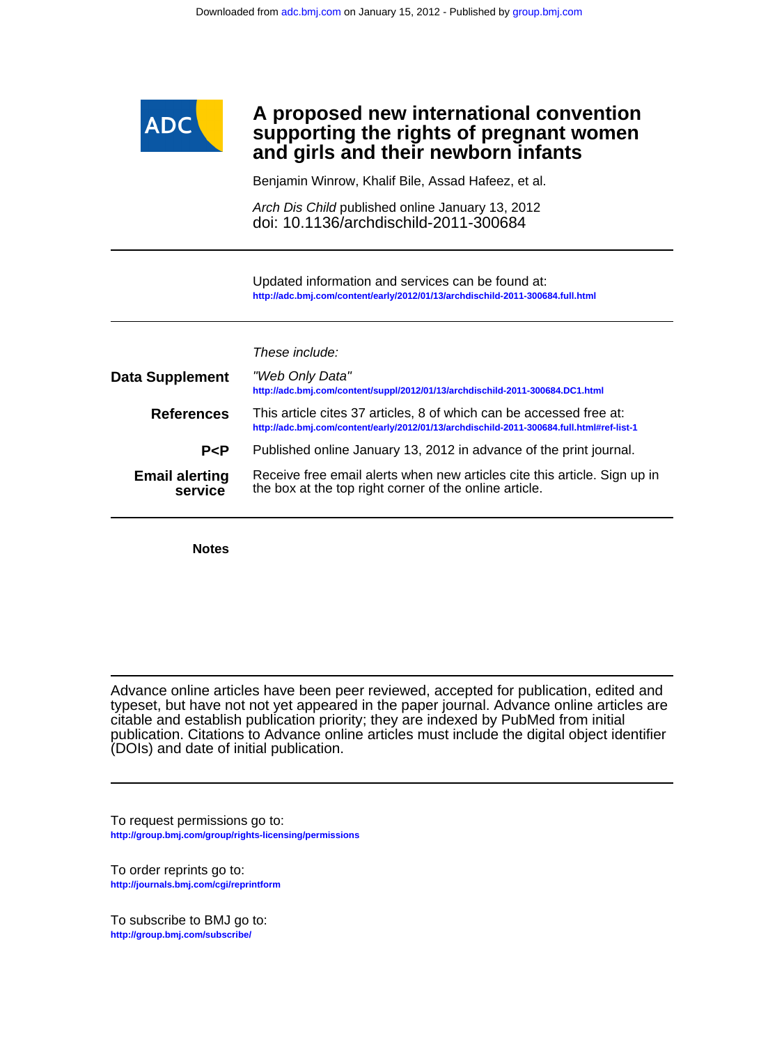Downloaded from adc.bmj.com on January 15, 2012 - Published by group.bmj.com

# A proposed new international convention supporting the rights of pregnant women and girls and their newborn infants

Benjamin Winrow, Khalif Bile, Assad Hafeez, et al.

*Arch Dis Child* published online January 13, 2012
doi: 10.1136/archdischild-2011-300684

---

Updated information and services can be found at:
http://adc.bmj.com/content/early/2012/01/13/archdischild-2011-300684.full.html

---

*These include:*

**Data Supplement** — *"Web Only Data"*
http://adc.bmj.com/content/suppl/2012/01/13/archdischild-2011-300684.DC1.html

**References** — This article cites 37 articles, 8 of which can be accessed free at:
http://adc.bmj.com/content/early/2012/01/13/archdischild-2011-300684.full.html#ref-list-1

**P<P** — Published online January 13, 2012 in advance of the print journal.

**Email alerting service** — Receive free email alerts when new articles cite this article. Sign up in the box at the top right corner of the online article.

---

**Notes**

---

Advance online articles have been peer reviewed, accepted for publication, edited and typeset, but have not not yet appeared in the paper journal. Advance online articles are citable and establish publication priority; they are indexed by PubMed from initial publication. Citations to Advance online articles must include the digital object identifier (DOIs) and date of initial publication.

---

To request permissions go to:
http://group.bmj.com/group/rights-licensing/permissions

To order reprints go to:
http://journals.bmj.com/cgi/reprintform

To subscribe to BMJ go to:
http://group.bmj.com/subscribe/